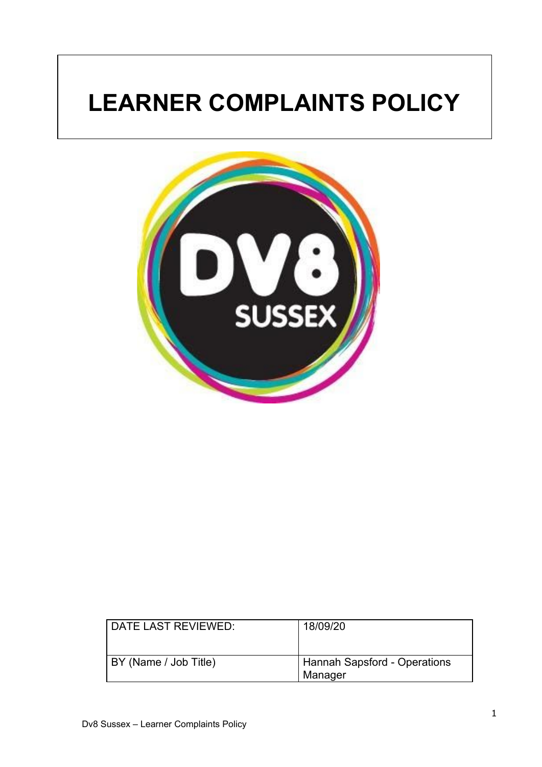# LEARNER COMPLAINTS POLICY

| DATE LAST REVIEWED: | 18/09/20 |
| --- | --- |
| BY (Name / Job Title) | Hannah Sapsford - Operations Manager |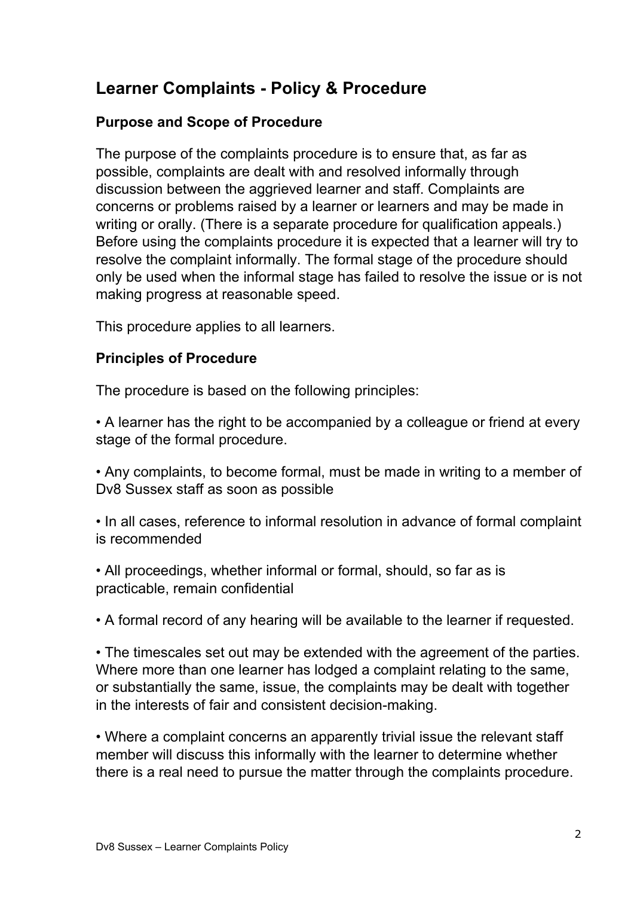## Learner Complaints - Policy & Procedure

### Purpose and Scope of Procedure

The purpose of the complaints procedure is to ensure that, as far as possible, complaints are dealt with and resolved informally through discussion between the aggrieved learner and staff. Complaints are concerns or problems raised by a learner or learners and may be made in writing or orally. (There is a separate procedure for qualification appeals.) Before using the complaints procedure it is expected that a learner will try to resolve the complaint informally. The formal stage of the procedure should only be used when the informal stage has failed to resolve the issue or is not making progress at reasonable speed.

This procedure applies to all learners.

### Principles of Procedure

The procedure is based on the following principles:

- A learner has the right to be accompanied by a colleague or friend at every stage of the formal procedure.
- Any complaints, to become formal, must be made in writing to a member of Dv8 Sussex staff as soon as possible
- In all cases, reference to informal resolution in advance of formal complaint is recommended
- All proceedings, whether informal or formal, should, so far as is practicable, remain confidential
- A formal record of any hearing will be available to the learner if requested.
- The timescales set out may be extended with the agreement of the parties. Where more than one learner has lodged a complaint relating to the same, or substantially the same, issue, the complaints may be dealt with together in the interests of fair and consistent decision-making.
- Where a complaint concerns an apparently trivial issue the relevant staff member will discuss this informally with the learner to determine whether there is a real need to pursue the matter through the complaints procedure.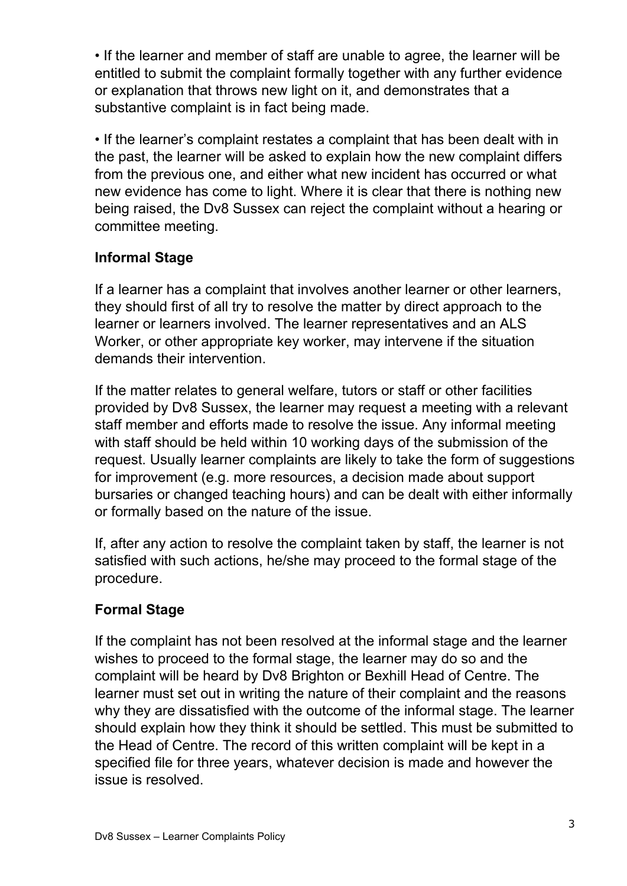- If the learner and member of staff are unable to agree, the learner will be entitled to submit the complaint formally together with any further evidence or explanation that throws new light on it, and demonstrates that a substantive complaint is in fact being made.

- If the learner's complaint restates a complaint that has been dealt with in the past, the learner will be asked to explain how the new complaint differs from the previous one, and either what new incident has occurred or what new evidence has come to light. Where it is clear that there is nothing new being raised, the Dv8 Sussex can reject the complaint without a hearing or committee meeting.

### Informal Stage

If a learner has a complaint that involves another learner or other learners, they should first of all try to resolve the matter by direct approach to the learner or learners involved. The learner representatives and an ALS Worker, or other appropriate key worker, may intervene if the situation demands their intervention.

If the matter relates to general welfare, tutors or staff or other facilities provided by Dv8 Sussex, the learner may request a meeting with a relevant staff member and efforts made to resolve the issue. Any informal meeting with staff should be held within 10 working days of the submission of the request. Usually learner complaints are likely to take the form of suggestions for improvement (e.g. more resources, a decision made about support bursaries or changed teaching hours) and can be dealt with either informally or formally based on the nature of the issue.

If, after any action to resolve the complaint taken by staff, the learner is not satisfied with such actions, he/she may proceed to the formal stage of the procedure.

### Formal Stage

If the complaint has not been resolved at the informal stage and the learner wishes to proceed to the formal stage, the learner may do so and the complaint will be heard by Dv8 Brighton or Bexhill Head of Centre. The learner must set out in writing the nature of their complaint and the reasons why they are dissatisfied with the outcome of the informal stage. The learner should explain how they think it should be settled. This must be submitted to the Head of Centre. The record of this written complaint will be kept in a specified file for three years, whatever decision is made and however the issue is resolved.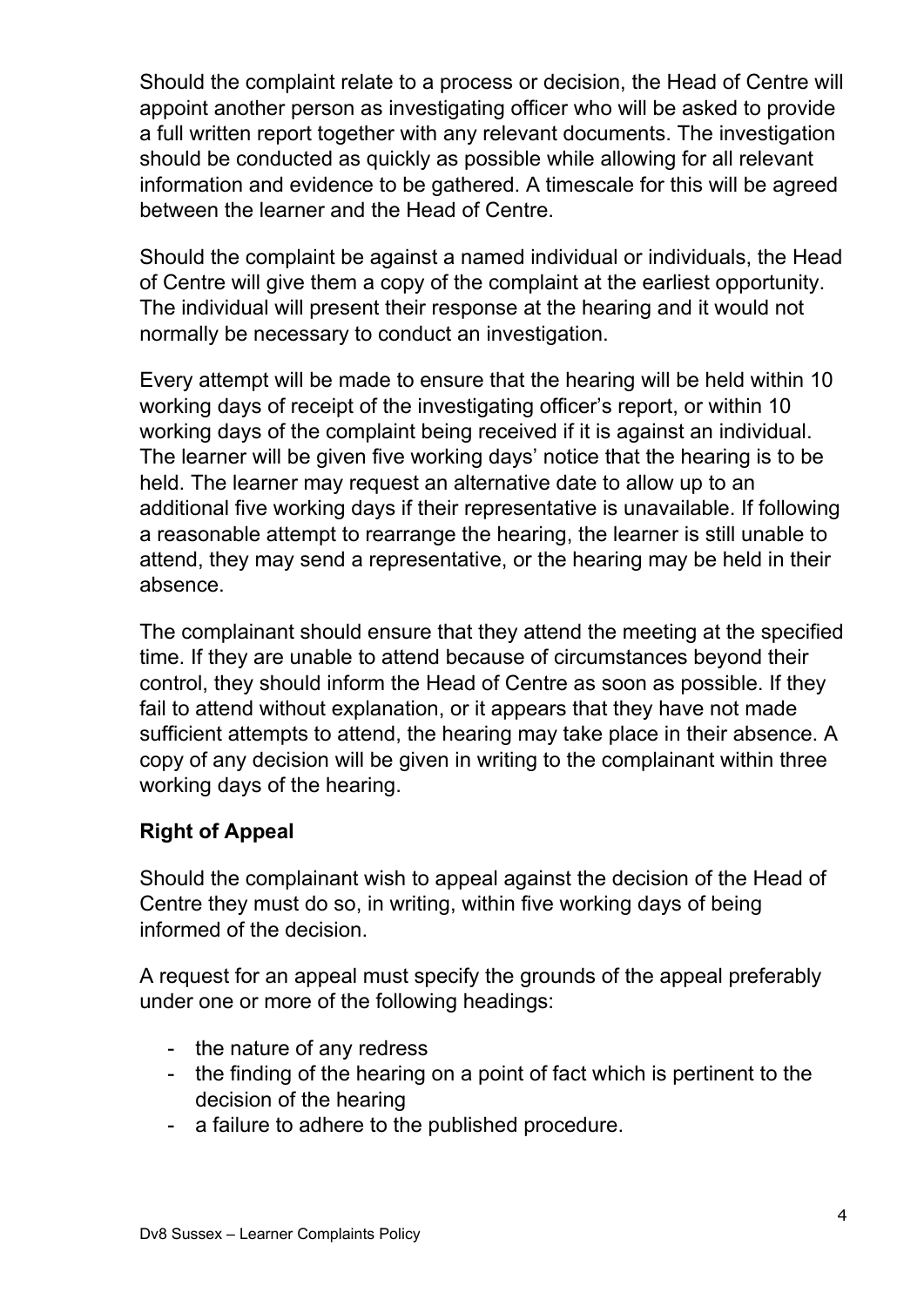Should the complaint relate to a process or decision, the Head of Centre will appoint another person as investigating officer who will be asked to provide a full written report together with any relevant documents. The investigation should be conducted as quickly as possible while allowing for all relevant information and evidence to be gathered. A timescale for this will be agreed between the learner and the Head of Centre.

Should the complaint be against a named individual or individuals, the Head of Centre will give them a copy of the complaint at the earliest opportunity. The individual will present their response at the hearing and it would not normally be necessary to conduct an investigation.

Every attempt will be made to ensure that the hearing will be held within 10 working days of receipt of the investigating officer's report, or within 10 working days of the complaint being received if it is against an individual. The learner will be given five working days' notice that the hearing is to be held. The learner may request an alternative date to allow up to an additional five working days if their representative is unavailable. If following a reasonable attempt to rearrange the hearing, the learner is still unable to attend, they may send a representative, or the hearing may be held in their absence.

The complainant should ensure that they attend the meeting at the specified time. If they are unable to attend because of circumstances beyond their control, they should inform the Head of Centre as soon as possible. If they fail to attend without explanation, or it appears that they have not made sufficient attempts to attend, the hearing may take place in their absence. A copy of any decision will be given in writing to the complainant within three working days of the hearing.

**Right of Appeal**

Should the complainant wish to appeal against the decision of the Head of Centre they must do so, in writing, within five working days of being informed of the decision.

A request for an appeal must specify the grounds of the appeal preferably under one or more of the following headings:

- the nature of any redress
- the finding of the hearing on a point of fact which is pertinent to the decision of the hearing
- a failure to adhere to the published procedure.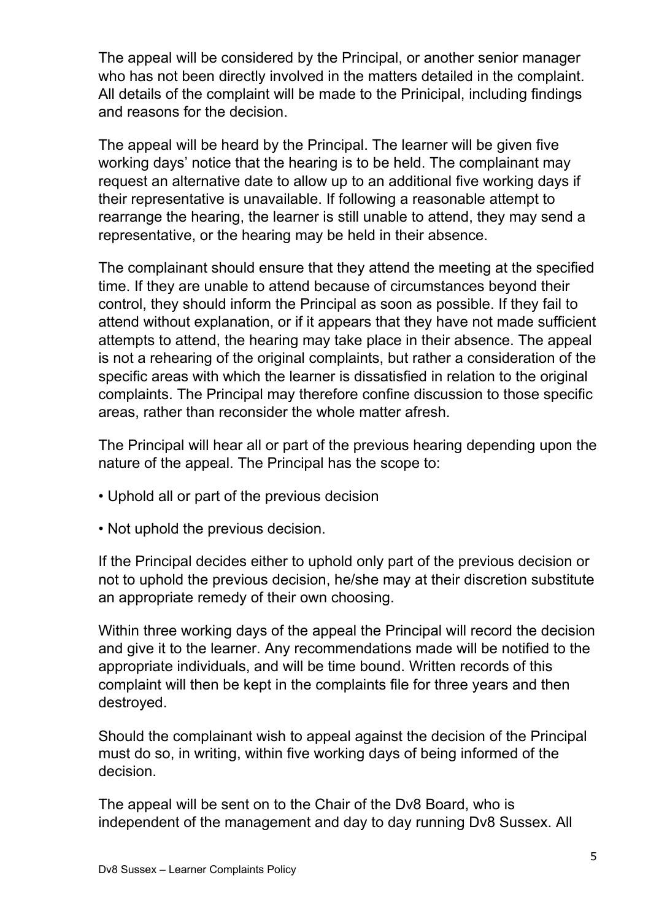The appeal will be considered by the Principal, or another senior manager who has not been directly involved in the matters detailed in the complaint. All details of the complaint will be made to the Prinicipal, including findings and reasons for the decision.

The appeal will be heard by the Principal. The learner will be given five working days' notice that the hearing is to be held. The complainant may request an alternative date to allow up to an additional five working days if their representative is unavailable. If following a reasonable attempt to rearrange the hearing, the learner is still unable to attend, they may send a representative, or the hearing may be held in their absence.

The complainant should ensure that they attend the meeting at the specified time. If they are unable to attend because of circumstances beyond their control, they should inform the Principal as soon as possible. If they fail to attend without explanation, or if it appears that they have not made sufficient attempts to attend, the hearing may take place in their absence. The appeal is not a rehearing of the original complaints, but rather a consideration of the specific areas with which the learner is dissatisfied in relation to the original complaints. The Principal may therefore confine discussion to those specific areas, rather than reconsider the whole matter afresh.

The Principal will hear all or part of the previous hearing depending upon the nature of the appeal. The Principal has the scope to:

- Uphold all or part of the previous decision
- Not uphold the previous decision.

If the Principal decides either to uphold only part of the previous decision or not to uphold the previous decision, he/she may at their discretion substitute an appropriate remedy of their own choosing.

Within three working days of the appeal the Principal will record the decision and give it to the learner. Any recommendations made will be notified to the appropriate individuals, and will be time bound. Written records of this complaint will then be kept in the complaints file for three years and then destroyed.

Should the complainant wish to appeal against the decision of the Principal must do so, in writing, within five working days of being informed of the decision.

The appeal will be sent on to the Chair of the Dv8 Board, who is independent of the management and day to day running Dv8 Sussex. All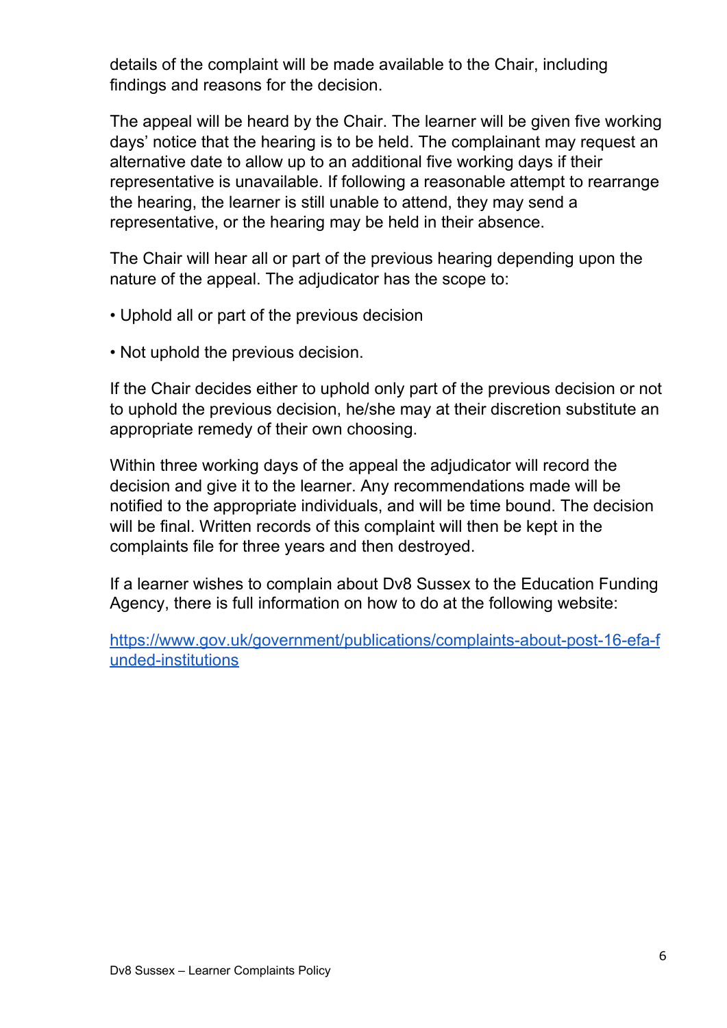details of the complaint will be made available to the Chair, including findings and reasons for the decision.

The appeal will be heard by the Chair. The learner will be given five working days' notice that the hearing is to be held. The complainant may request an alternative date to allow up to an additional five working days if their representative is unavailable. If following a reasonable attempt to rearrange the hearing, the learner is still unable to attend, they may send a representative, or the hearing may be held in their absence.

The Chair will hear all or part of the previous hearing depending upon the nature of the appeal. The adjudicator has the scope to:

- Uphold all or part of the previous decision
- Not uphold the previous decision.

If the Chair decides either to uphold only part of the previous decision or not to uphold the previous decision, he/she may at their discretion substitute an appropriate remedy of their own choosing.

Within three working days of the appeal the adjudicator will record the decision and give it to the learner. Any recommendations made will be notified to the appropriate individuals, and will be time bound. The decision will be final. Written records of this complaint will then be kept in the complaints file for three years and then destroyed.

If a learner wishes to complain about Dv8 Sussex to the Education Funding Agency, there is full information on how to do at the following website:

[https://www.gov.uk/government/publications/complaints-about-post-16-efa-funded-institutions](https://www.gov.uk/government/publications/complaints-about-post-16-efa-funded-institutions)